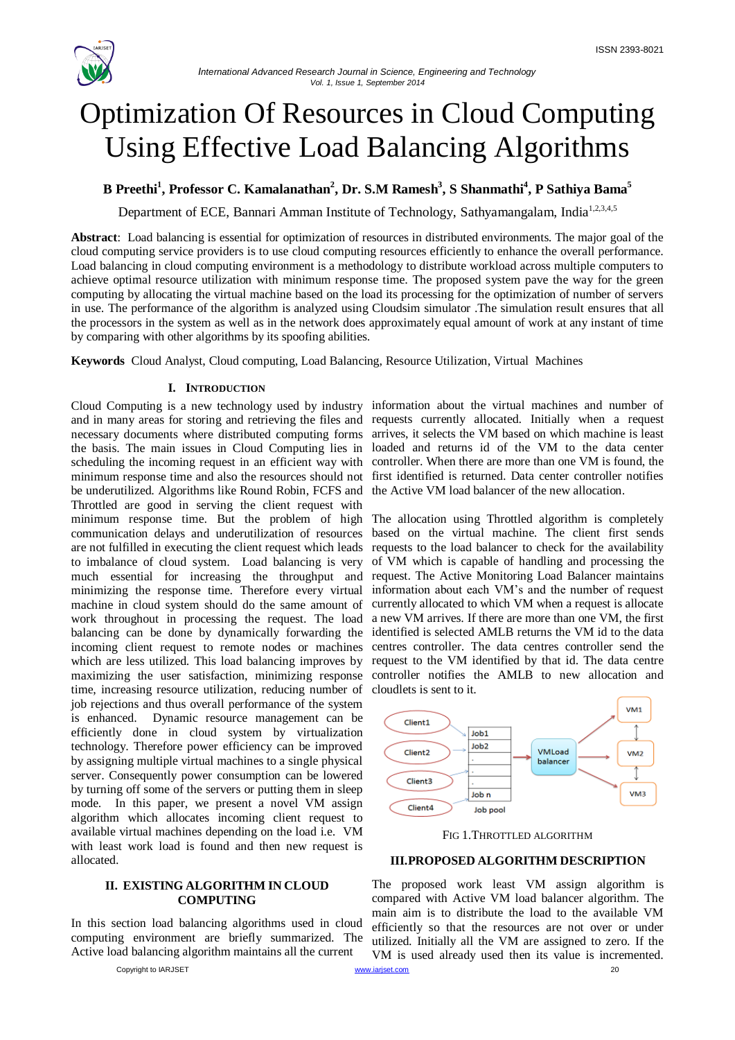# Optimization Of Resources in Cloud Computing Using Effective Load Balancing Algorithms

**B Preethi[1], Professor C. Kamalanathan[2], Dr. S.M Ramesh[3], S Shanmathi[4], P Sathiya Bama[5]**

Department of ECE, Bannari Amman Institute of Technology, Sathyamangalam, India[1,2,3,4,5]

**Abstract**: Load balancing is essential for optimization of resources in distributed environments. The major goal of the cloud computing service providers is to use cloud computing resources efficiently to enhance the overall performance. Load balancing in cloud computing environment is a methodology to distribute workload across multiple computers to achieve optimal resource utilization with minimum response time. The proposed system pave the way for the green computing by allocating the virtual machine based on the load its processing for the optimization of number of servers in use. The performance of the algorithm is analyzed using Cloudsim simulator .The simulation result ensures that all the processors in the system as well as in the network does approximately equal amount of work at any instant of time by comparing with other algorithms by its spoofing abilities.

**Keywords** Cloud Analyst, Cloud computing, Load Balancing, Resource Utilization, Virtual Machines

## I. Introduction

Cloud Computing is a new technology used by industry and in many areas for storing and retrieving the files and necessary documents where distributed computing forms the basis. The main issues in Cloud Computing lies in scheduling the incoming request in an efficient way with minimum response time and also the resources should not be underutilized. Algorithms like Round Robin, FCFS and Throttled are good in serving the client request with minimum response time. But the problem of high communication delays and underutilization of resources are not fulfilled in executing the client request which leads to imbalance of cloud system. Load balancing is very much essential for increasing the throughput and minimizing the response time. Therefore every virtual machine in cloud system should do the same amount of work throughout in processing the request. The load balancing can be done by dynamically forwarding the incoming client request to remote nodes or machines which are less utilized. This load balancing improves by maximizing the user satisfaction, minimizing response time, increasing resource utilization, reducing number of job rejections and thus overall performance of the system is enhanced. Dynamic resource management can be efficiently done in cloud system by virtualization technology. Therefore power efficiency can be improved by assigning multiple virtual machines to a single physical server. Consequently power consumption can be lowered by turning off some of the servers or putting them in sleep mode. In this paper, we present a novel VM assign algorithm which allocates incoming client request to available virtual machines depending on the load i.e. VM with least work load is found and then new request is allocated.

## II. Existing Algorithm in Cloud Computing

In this section load balancing algorithms used in cloud computing environment are briefly summarized. The Active load balancing algorithm maintains all the current information about the virtual machines and number of requests currently allocated. Initially when a request arrives, it selects the VM based on which machine is least loaded and returns id of the VM to the data center controller. When there are more than one VM is found, the first identified is returned. Data center controller notifies the Active VM load balancer of the new allocation.

The allocation using Throttled algorithm is completely based on the virtual machine. The client first sends requests to the load balancer to check for the availability of VM which is capable of handling and processing the request. The Active Monitoring Load Balancer maintains information about each VM's and the number of request currently allocated to which VM when a request is allocate a new VM arrives. If there are more than one VM, the first identified is selected AMLB returns the VM id to the data centres controller. The data centres controller send the request to the VM identified by that id. The data centre controller notifies the AMLB to new allocation and cloudlets is sent to it.

FIG 1.THROTTLED ALGORITHM

## III. Proposed Algorithm Description

The proposed work least VM assign algorithm is compared with Active VM load balancer algorithm. The main aim is to distribute the load to the available VM efficiently so that the resources are not over or under utilized. Initially all the VM are assigned to zero. If the VM is used already used then its value is incremented.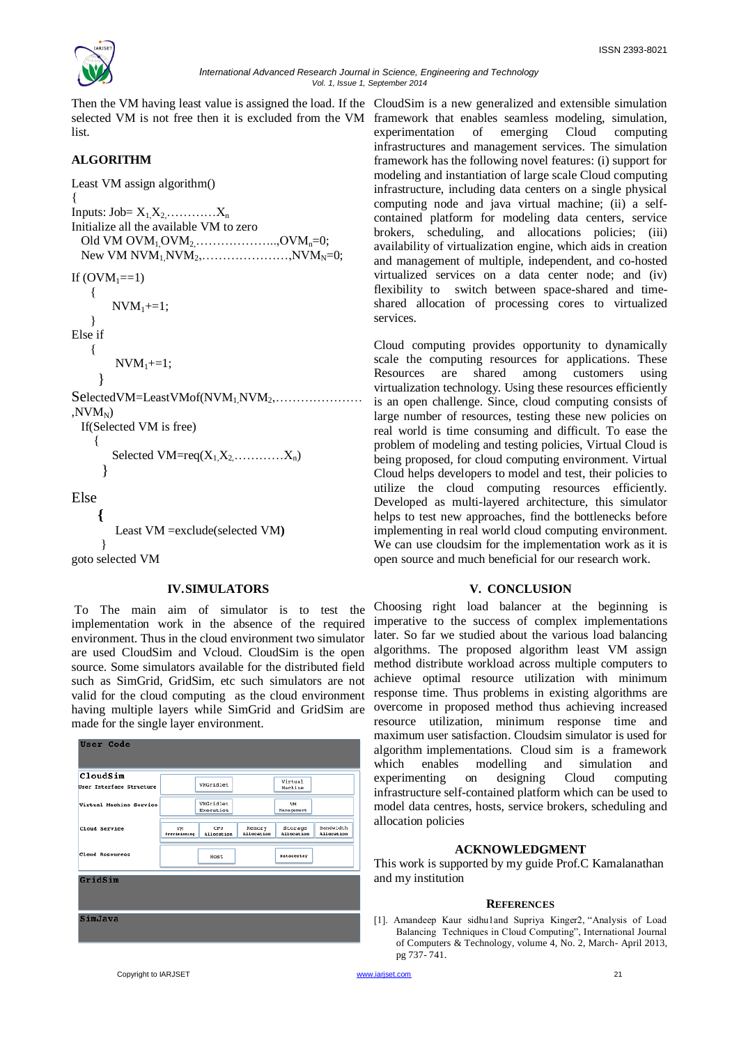Then the VM having least value is assigned the load. If the selected VM is not free then it is excluded from the VM list.

## ALGORITHM

Least VM assign algorithm()

{

Inputs: Job= $X_1, X_2, \ldots\ldots\ldots\ldots X_n$

Initialize all the available VM to zero

Old VM $OVM_1, OVM_2, \ldots\ldots\ldots\ldots\ldots\ldots\ldots, OVM_n=0$;

New VM $NVM_1, NVM_2, \ldots\ldots\ldots\ldots\ldots\ldots\ldots, NVM_N=0$;

If ($OVM_1$==1)

{

$NVM_1$+=1;

}

Else if

{

$NVM_1$+=1;

}

SelectedVM=LeastVMof($NVM_1, NVM_2, \ldots\ldots\ldots\ldots\ldots\ldots\ldots, NVM_N$)

If(Selected VM is free)

{

Selected VM=req($X_1, X_2, \ldots\ldots\ldots\ldots X_n$)

}

Else

**{**

Least VM =exclude(selected VM**)**

}

goto selected VM

## IV. SIMULATORS

To The main aim of simulator is to test the implementation work in the absence of the required environment. Thus in the cloud environment two simulator are used CloudSim and Vcloud. CloudSim is the open source. Some simulators available for the distributed field such as SimGrid, GridSim, etc such simulators are not valid for the cloud computing as the cloud environment having multiple layers while SimGrid and GridSim are made for the single layer environment.

| User Code | | | | | |
|---|---|---|---|---|---|
| **CloudSim** | | | | | |
| User Interface Structure | VMGridlet | | Virtual Machine | | |
| Virtual Machine Service | VMGridlet Execution | | VM Management | | |
| Cloud Service | VM Provisioning | CPU Allocation | Memory Allocation | Storage Allocation | Bandwidth Allocation |
| Cloud Resources | Host | | Datacenter | | |
| **GridSim** | | | | | |
| **SimJava** | | | | | |

CloudSim is a new generalized and extensible simulation framework that enables seamless modeling, simulation, experimentation of emerging Cloud computing infrastructures and management services. The simulation framework has the following novel features: (i) support for modeling and instantiation of large scale Cloud computing infrastructure, including data centers on a single physical computing node and java virtual machine; (ii) a self-contained platform for modeling data centers, service brokers, scheduling, and allocations policies; (iii) availability of virtualization engine, which aids in creation and management of multiple, independent, and co-hosted virtualized services on a data center node; and (iv) flexibility to switch between space-shared and time-shared allocation of processing cores to virtualized services.

Cloud computing provides opportunity to dynamically scale the computing resources for applications. These Resources are shared among customers using virtualization technology. Using these resources efficiently is an open challenge. Since, cloud computing consists of large number of resources, testing these new policies on real world is time consuming and difficult. To ease the problem of modeling and testing policies, Virtual Cloud is being proposed, for cloud computing environment. Virtual Cloud helps developers to model and test, their policies to utilize the cloud computing resources efficiently. Developed as multi-layered architecture, this simulator helps to test new approaches, find the bottlenecks before implementing in real world cloud computing environment. We can use cloudsim for the implementation work as it is open source and much beneficial for our research work.

## V. CONCLUSION

Choosing right load balancer at the beginning is imperative to the success of complex implementations later. So far we studied about the various load balancing algorithms. The proposed algorithm least VM assign method distribute workload across multiple computers to achieve optimal resource utilization with minimum response time. Thus problems in existing algorithms are overcome in proposed method thus achieving increased resource utilization, minimum response time and maximum user satisfaction. Cloudsim simulator is used for algorithm implementations. Cloud sim is a framework which enables modelling and simulation and experimenting on designing Cloud computing infrastructure self-contained platform which can be used to model data centres, hosts, service brokers, scheduling and allocation policies

## ACKNOWLEDGMENT

This work is supported by my guide Prof.C Kamalanathan and my institution

## REFERENCES

[1]. Amandeep Kaur sidhu1and Supriya Kinger2, "Analysis of Load Balancing Techniques in Cloud Computing", International Journal of Computers & Technology, volume 4, No. 2, March- April 2013, pg 737- 741.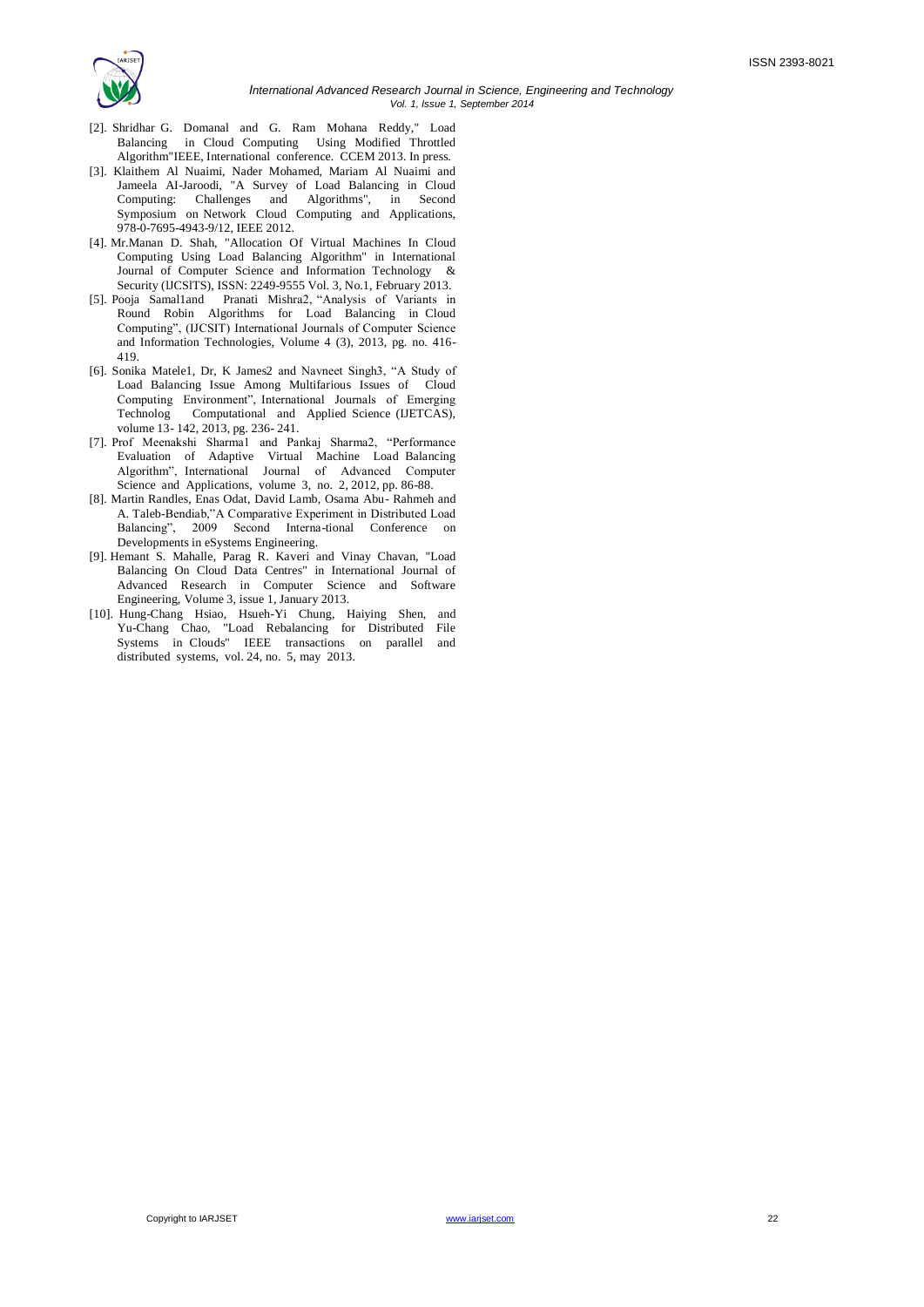[2]. Shridhar G. Domanal and G. Ram Mohana Reddy," Load Balancing in Cloud Computing Using Modified Throttled Algorithm"IEEE, International conference. CCEM 2013. In press.

[3]. Klaithem Al Nuaimi, Nader Mohamed, Mariam Al Nuaimi and Jameela AI-Jaroodi, "A Survey of Load Balancing in Cloud Computing: Challenges and Algorithms", in Second Symposium on Network Cloud Computing and Applications, 978-0-7695-4943-9/12, IEEE 2012.

[4]. Mr.Manan D. Shah, "Allocation Of Virtual Machines In Cloud Computing Using Load Balancing Algorithm" in International Journal of Computer Science and Information Technology & Security (IJCSITS), ISSN: 2249-9555 Vol. 3, No.1, February 2013.

[5]. Pooja Samal1and Pranati Mishra2, "Analysis of Variants in Round Robin Algorithms for Load Balancing in Cloud Computing", (IJCSIT) International Journals of Computer Science and Information Technologies, Volume 4 (3), 2013, pg. no. 416-419.

[6]. Sonika Matele1, Dr, K James2 and Navneet Singh3, "A Study of Load Balancing Issue Among Multifarious Issues of Cloud Computing Environment", International Journals of Emerging Technolog Computational and Applied Science (IJETCAS), volume 13- 142, 2013, pg. 236- 241.

[7]. Prof Meenakshi Sharma1 and Pankaj Sharma2, "Performance Evaluation of Adaptive Virtual Machine Load Balancing Algorithm", International Journal of Advanced Computer Science and Applications, volume 3, no. 2, 2012, pp. 86-88.

[8]. Martin Randles, Enas Odat, David Lamb, Osama Abu- Rahmeh and A. Taleb-Bendiab,"A Comparative Experiment in Distributed Load Balancing", 2009 Second Interna-tional Conference on Developments in eSystems Engineering.

[9]. Hemant S. Mahalle, Parag R. Kaveri and Vinay Chavan, "Load Balancing On Cloud Data Centres" in International Journal of Advanced Research in Computer Science and Software Engineering, Volume 3, issue 1, January 2013.

[10]. Hung-Chang Hsiao, Hsueh-Yi Chung, Haiying Shen, and Yu-Chang Chao, "Load Rebalancing for Distributed File Systems in Clouds" IEEE transactions on parallel and distributed systems, vol. 24, no. 5, may 2013.